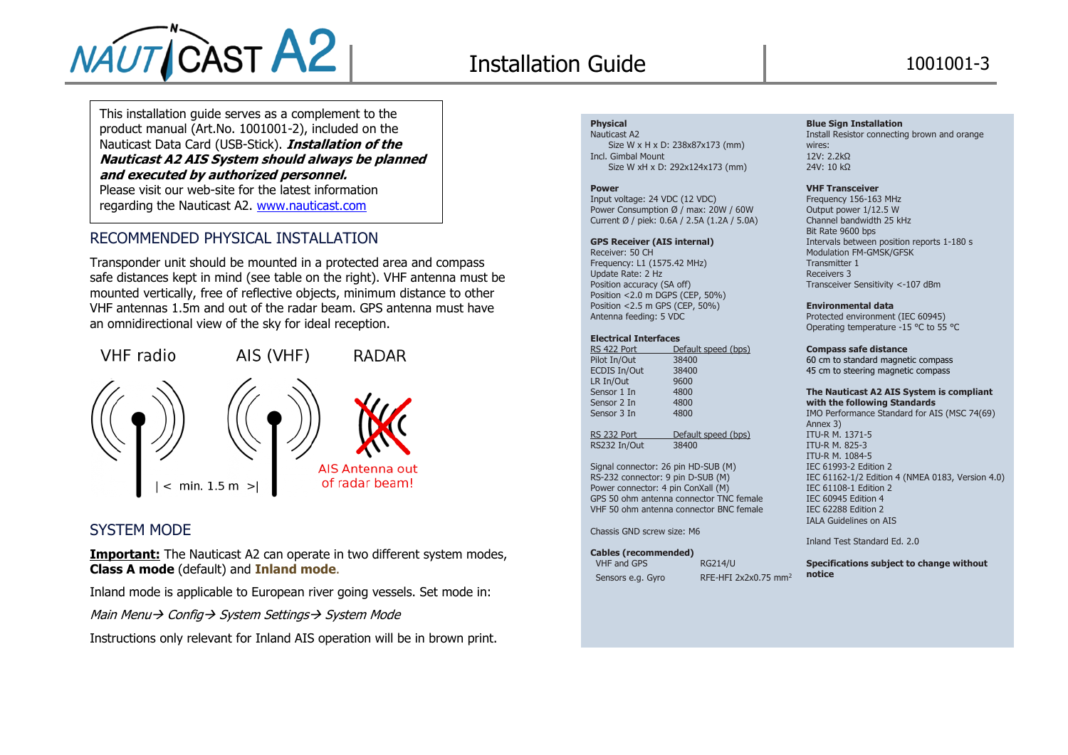# NAUTICAST A2 — Installation Guide — 1001001-3

This installation guide serves as a complement to the product manual (Art.No. 1001001-2), included on the Nauticast Data Card (USB-Stick). ***Installation of the Nauticast A2 AIS System should always be planned and executed by authorized personnel.***
Please visit our web-site for the latest information regarding the Nauticast A2. [www.nauticast.com](www.nauticast.com)

## RECOMMENDED PHYSICAL INSTALLATION

Transponder unit should be mounted in a protected area and compass safe distances kept in mind (see table on the right). VHF antenna must be mounted vertically, free of reflective objects, minimum distance to other VHF antennas 1.5m and out of the radar beam. GPS antenna must have an omnidirectional view of the sky for ideal reception.

VHF radio | AIS (VHF) | RADAR

|< min. 1.5 m >|

AIS Antenna out of radar beam!

## SYSTEM MODE

**Important:** The Nauticast A2 can operate in two different system modes, **Class A mode** (default) and **Inland mode**.

Inland mode is applicable to European river going vessels. Set mode in:

*Main Menu→ Config→ System Settings→ System Mode*

Instructions only relevant for Inland AIS operation will be in brown print.

**Physical**
Nauticast A2
Size W x H x D: 238x87x173 (mm)
Incl. Gimbal Mount
Size W xH x D: 292x124x173 (mm)

**Power**
Input voltage: 24 VDC (12 VDC)
Power Consumption Ø / max: 20W / 60W
Current Ø / piek: 0.6A / 2.5A (1.2A / 5.0A)

**GPS Receiver (AIS internal)**
Receiver: 50 CH
Frequency: L1 (1575.42 MHz)
Update Rate: 2 Hz
Position accuracy (SA off)
Position <2.0 m DGPS (CEP, 50%)
Position <2.5 m GPS (CEP, 50%)
Antenna feeding: 5 VDC

**Electrical Interfaces**

| RS 422 Port | Default speed (bps) |
|---|---|
| Pilot In/Out | 38400 |
| ECDIS In/Out | 38400 |
| LR In/Out | 9600 |
| Sensor 1 In | 4800 |
| Sensor 2 In | 4800 |
| Sensor 3 In | 4800 |

| RS 232 Port | Default speed (bps) |
|---|---|
| RS232 In/Out | 38400 |

Signal connector: 26 pin HD-SUB (M)
RS-232 connector: 9 pin D-SUB (M)
Power connector: 4 pin ConXall (M)
GPS 50 ohm antenna connector TNC female
VHF 50 ohm antenna connector BNC female

Chassis GND screw size: M6

**Cables (recommended)**

| | |
|---|---|
| VHF and GPS | RG214/U |
| Sensors e.g. Gyro | RFE-HFI 2x2x0.75 mm² |

**Blue Sign Installation**
Install Resistor connecting brown and orange wires:
12V: 2.2kΩ
24V: 10 kΩ

**VHF Transceiver**
Frequency 156-163 MHz
Output power 1/12.5 W
Channel bandwidth 25 kHz
Bit Rate 9600 bps
Intervals between position reports 1-180 s
Modulation FM-GMSK/GFSK
Transmitter 1
Receivers 3
Transceiver Sensitivity <-107 dBm

**Environmental data**
Protected environment (IEC 60945)
Operating temperature -15 °C to 55 °C

**Compass safe distance**
60 cm to standard magnetic compass
45 cm to steering magnetic compass

**The Nauticast A2 AIS System is compliant with the following Standards**
IMO Performance Standard for AIS (MSC 74(69) Annex 3)
ITU-R M. 1371-5
ITU-R M. 825-3
ITU-R M. 1084-5
IEC 61993-2 Edition 2
IEC 61162-1/2 Edition 4 (NMEA 0183, Version 4.0)
IEC 61108-1 Edition 2
IEC 60945 Edition 4
IEC 62288 Edition 2
IALA Guidelines on AIS

Inland Test Standard Ed. 2.0

**Specifications subject to change without notice**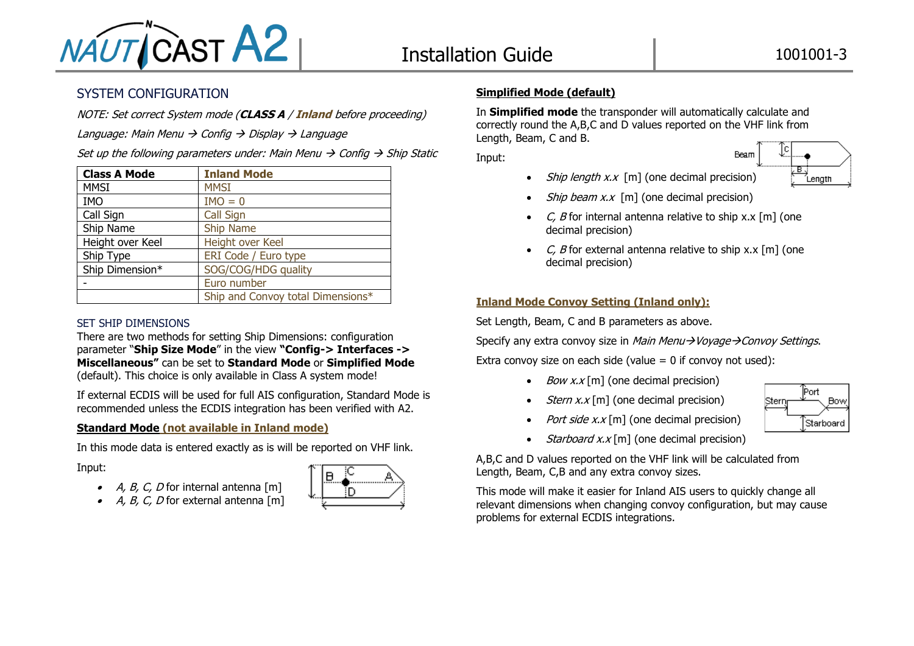## SYSTEM CONFIGURATION

*NOTE: Set correct System mode (**CLASS A** / **Inland** before proceeding)*

*Language: Main Menu → Config → Display → Language*

*Set up the following parameters under: Main Menu → Config → Ship Static*

| Class A Mode | Inland Mode |
|---|---|
| MMSI | MMSI |
| IMO | IMO = 0 |
| Call Sign | Call Sign |
| Ship Name | Ship Name |
| Height over Keel | Height over Keel |
| Ship Type | ERI Code / Euro type |
| Ship Dimension* | SOG/COG/HDG quality |
| - | Euro number |
| | Ship and Convoy total Dimensions* |

### SET SHIP DIMENSIONS

There are two methods for setting Ship Dimensions: configuration parameter "**Ship Size Mode**" in the view **"Config-> Interfaces -> Miscellaneous"** can be set to **Standard Mode** or **Simplified Mode** (default). This choice is only available in Class A system mode!

If external ECDIS will be used for full AIS configuration, Standard Mode is recommended unless the ECDIS integration has been verified with A2.

**Standard Mode (not available in Inland mode)**

In this mode data is entered exactly as is will be reported on VHF link.

Input:

- *A, B, C, D* for internal antenna [m]
- *A, B, C, D* for external antenna [m]

**Simplified Mode (default)**

In **Simplified mode** the transponder will automatically calculate and correctly round the A,B,C and D values reported on the VHF link from Length, Beam, C and B.

Input:

- *Ship length x.x* [m] (one decimal precision)
- *Ship beam x.x* [m] (one decimal precision)
- *C, B* for internal antenna relative to ship x.x [m] (one decimal precision)
- *C, B* for external antenna relative to ship x.x [m] (one decimal precision)

**Inland Mode Convoy Setting (Inland only):**

Set Length, Beam, C and B parameters as above.

Specify any extra convoy size in *Main Menu→Voyage→Convoy Settings*.

Extra convoy size on each side (value = 0 if convoy not used):

- *Bow x.x* [m] (one decimal precision)
- *Stern x.x* [m] (one decimal precision)
- *Port side x.x* [m] (one decimal precision)
- *Starboard x.x* [m] (one decimal precision)

A,B,C and D values reported on the VHF link will be calculated from Length, Beam, C,B and any extra convoy sizes.

This mode will make it easier for Inland AIS users to quickly change all relevant dimensions when changing convoy configuration, but may cause problems for external ECDIS integrations.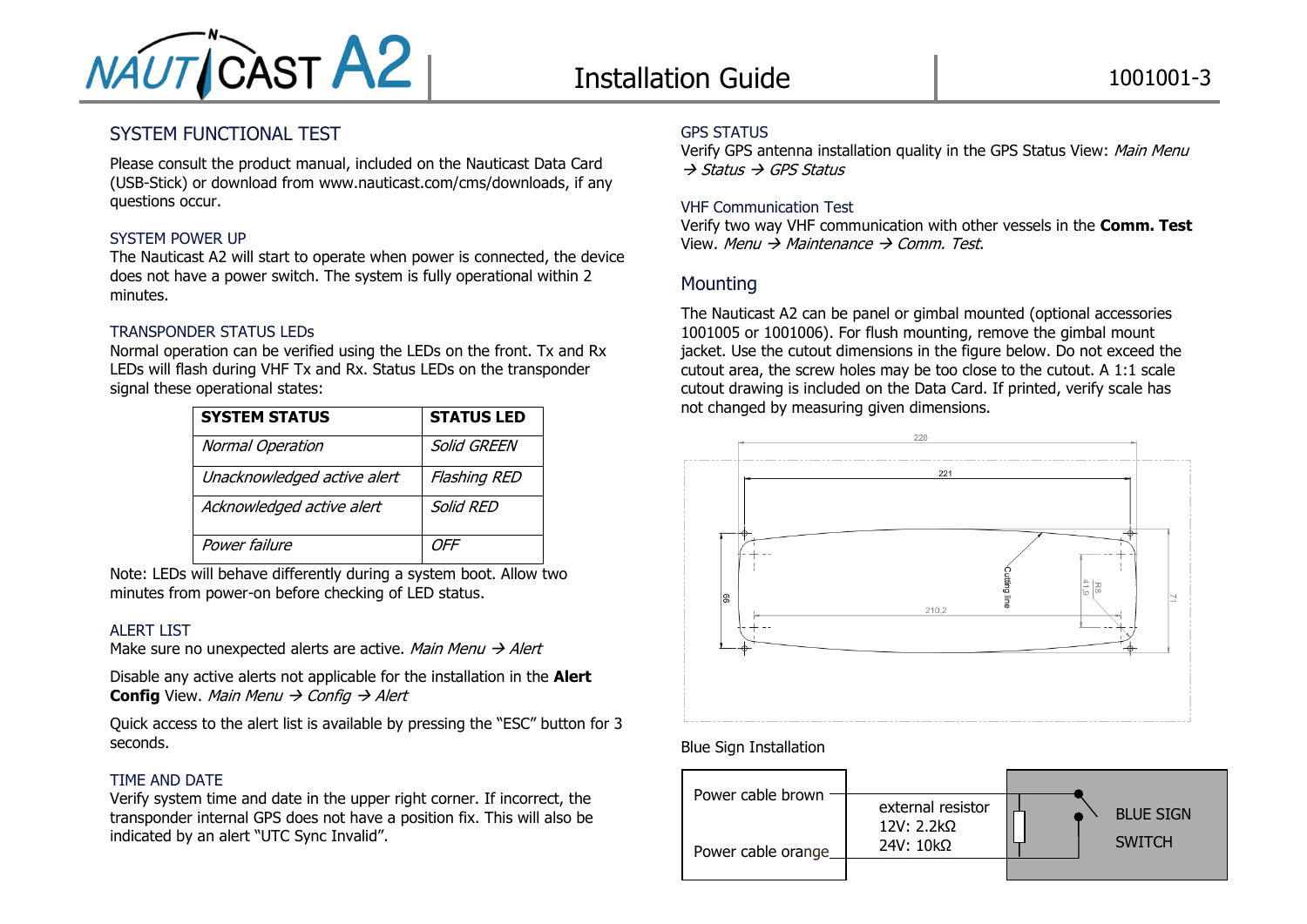## SYSTEM FUNCTIONAL TEST

Please consult the product manual, included on the Nauticast Data Card (USB-Stick) or download from www.nauticast.com/cms/downloads, if any questions occur.

### SYSTEM POWER UP

The Nauticast A2 will start to operate when power is connected, the device does not have a power switch. The system is fully operational within 2 minutes.

### TRANSPONDER STATUS LEDs

Normal operation can be verified using the LEDs on the front. Tx and Rx LEDs will flash during VHF Tx and Rx. Status LEDs on the transponder signal these operational states:

| SYSTEM STATUS | STATUS LED |
|---|---|
| *Normal Operation* | *Solid GREEN* |
| *Unacknowledged active alert* | *Flashing RED* |
| *Acknowledged active alert* | *Solid RED* |
| *Power failure* | *OFF* |

Note: LEDs will behave differently during a system boot. Allow two minutes from power-on before checking of LED status.

### ALERT LIST

Make sure no unexpected alerts are active. *Main Menu → Alert*

Disable any active alerts not applicable for the installation in the **Alert Config** View. *Main Menu → Config → Alert*

Quick access to the alert list is available by pressing the "ESC" button for 3 seconds.

### TIME AND DATE

Verify system time and date in the upper right corner. If incorrect, the transponder internal GPS does not have a position fix. This will also be indicated by an alert "UTC Sync Invalid".

### GPS STATUS

Verify GPS antenna installation quality in the GPS Status View: *Main Menu → Status → GPS Status*

### VHF Communication Test

Verify two way VHF communication with other vessels in the **Comm. Test** View. *Menu → Maintenance → Comm. Test*.

## Mounting

The Nauticast A2 can be panel or gimbal mounted (optional accessories 1001005 or 1001006). For flush mounting, remove the gimbal mount jacket. Use the cutout dimensions in the figure below. Do not exceed the cutout area, the screw holes may be too close to the cutout. A 1:1 scale cutout drawing is included on the Data Card. If printed, verify scale has not changed by measuring given dimensions.

228

221

Cutting line

96

210,2

41,9

R8

71

### Blue Sign Installation

Power cable brown

Power cable orange

external resistor
12V: 2.2kΩ
24V: 10kΩ

BLUE SIGN SWITCH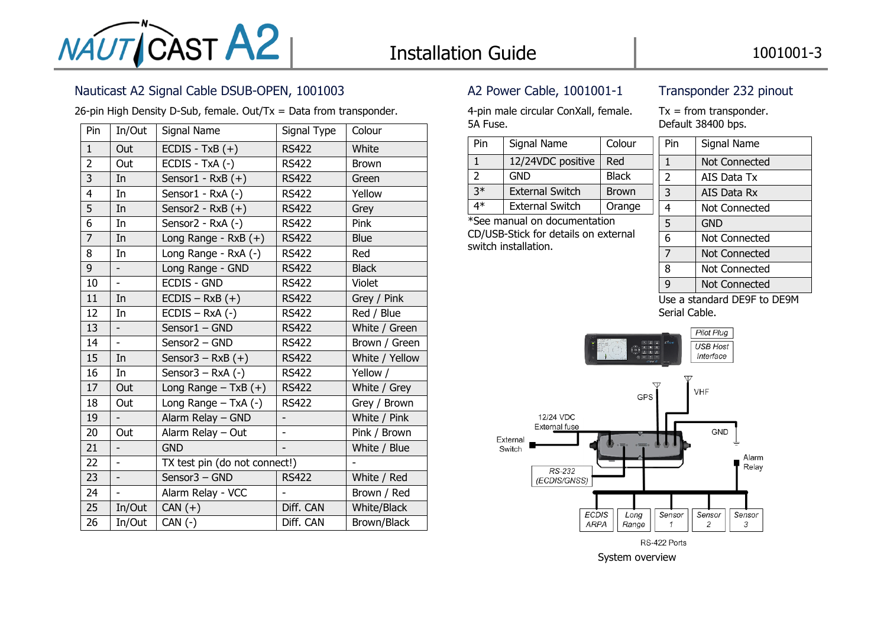## Nauticast A2 Signal Cable DSUB-OPEN, 1001003

26-pin High Density D-Sub, female. Out/Tx = Data from transponder.

| Pin | In/Out | Signal Name | Signal Type | Colour |
|---|---|---|---|---|
| 1 | Out | ECDIS - TxB (+) | RS422 | White |
| 2 | Out | ECDIS - TxA (-) | RS422 | Brown |
| 3 | In | Sensor1 - RxB (+) | RS422 | Green |
| 4 | In | Sensor1 - RxA (-) | RS422 | Yellow |
| 5 | In | Sensor2 - RxB (+) | RS422 | Grey |
| 6 | In | Sensor2 - RxA (-) | RS422 | Pink |
| 7 | In | Long Range - RxB (+) | RS422 | Blue |
| 8 | In | Long Range - RxA (-) | RS422 | Red |
| 9 | - | Long Range - GND | RS422 | Black |
| 10 | - | ECDIS - GND | RS422 | Violet |
| 11 | In | ECDIS – RxB (+) | RS422 | Grey / Pink |
| 12 | In | ECDIS – RxA (-) | RS422 | Red / Blue |
| 13 | - | Sensor1 – GND | RS422 | White / Green |
| 14 | - | Sensor2 – GND | RS422 | Brown / Green |
| 15 | In | Sensor3 – RxB (+) | RS422 | White / Yellow |
| 16 | In | Sensor3 – RxA (-) | RS422 | Yellow / |
| 17 | Out | Long Range – TxB (+) | RS422 | White / Grey |
| 18 | Out | Long Range – TxA (-) | RS422 | Grey / Brown |
| 19 | - | Alarm Relay – GND | - | White / Pink |
| 20 | Out | Alarm Relay – Out | - | Pink / Brown |
| 21 | - | GND | - | White / Blue |
| 22 | - | TX test pin (do not connect!) | | - |
| 23 | - | Sensor3 – GND | RS422 | White / Red |
| 24 | - | Alarm Relay - VCC | - | Brown / Red |
| 25 | In/Out | CAN (+) | Diff. CAN | White/Black |
| 26 | In/Out | CAN (-) | Diff. CAN | Brown/Black |

## A2 Power Cable, 1001001-1

4-pin male circular ConXall, female.
5A Fuse.

| Pin | Signal Name | Colour |
|---|---|---|
| 1 | 12/24VDC positive | Red |
| 2 | GND | Black |
| 3* | External Switch | Brown |
| 4* | External Switch | Orange |

*See manual on documentation CD/USB-Stick for details on external switch installation.

## Transponder 232 pinout

Tx = from transponder.
Default 38400 bps.

| Pin | Signal Name |
|---|---|
| 1 | Not Connected |
| 2 | AIS Data Tx |
| 3 | AIS Data Rx |
| 4 | Not Connected |
| 5 | GND |
| 6 | Not Connected |
| 7 | Not Connected |
| 8 | Not Connected |
| 9 | Not Connected |

Use a standard DE9F to DE9M Serial Cable.

Pilot Plug
USB Host Interface
GPS
VHF
12/24 VDC
External fuse
External Switch
GND
Alarm Relay
RS-232 (ECDIS/GNSS)
ECDIS ARPA
Long Range
Sensor 1
Sensor 2
Sensor 3
RS-422 Ports

System overview